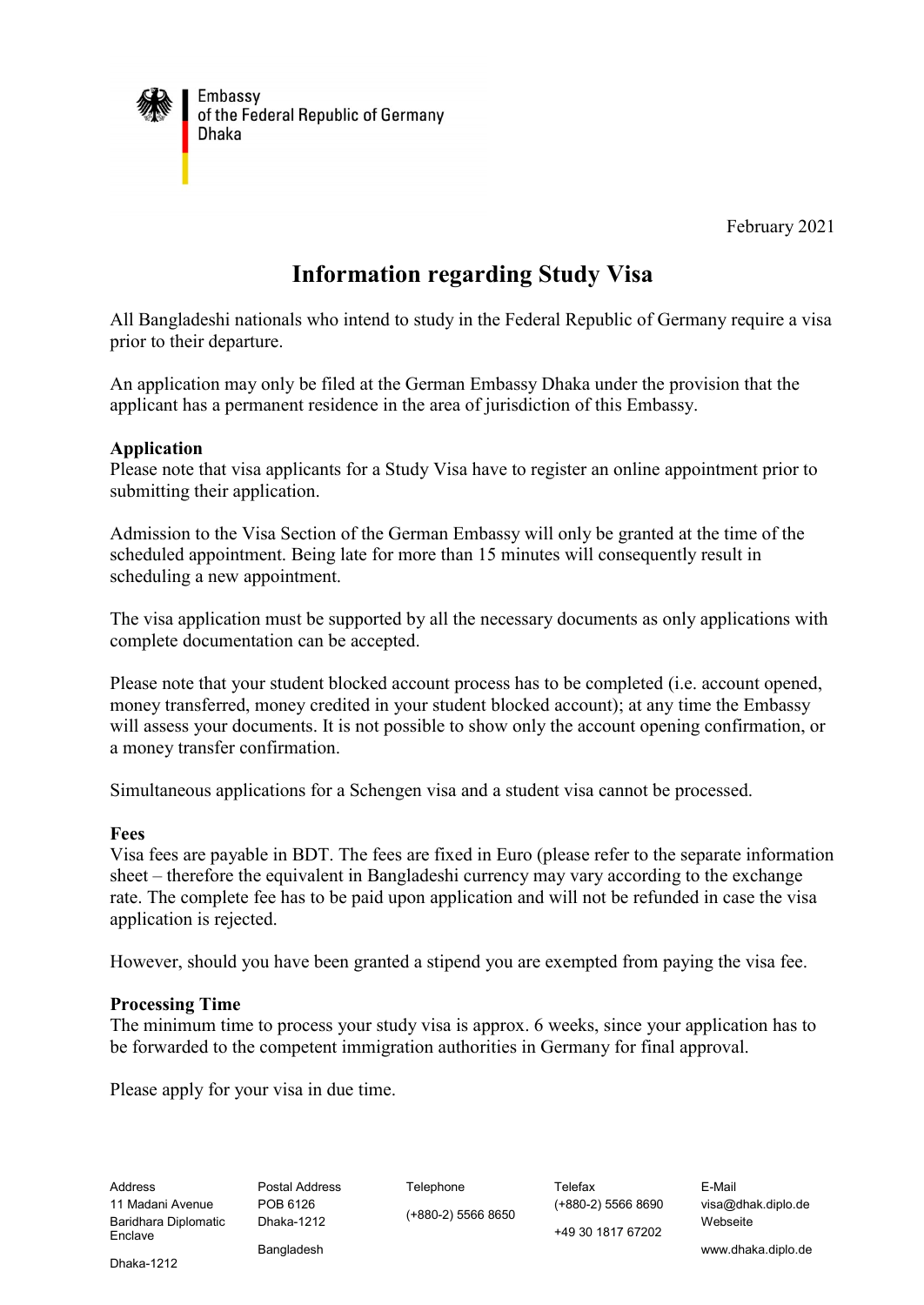Embassy
of the Federal Republic of Germany
Dhaka

February 2021

# Information regarding Study Visa

All Bangladeshi nationals who intend to study in the Federal Republic of Germany require a visa prior to their departure.

An application may only be filed at the German Embassy Dhaka under the provision that the applicant has a permanent residence in the area of jurisdiction of this Embassy.

**Application**

Please note that visa applicants for a Study Visa have to register an online appointment prior to submitting their application.

Admission to the Visa Section of the German Embassy will only be granted at the time of the scheduled appointment. Being late for more than 15 minutes will consequently result in scheduling a new appointment.

The visa application must be supported by all the necessary documents as only applications with complete documentation can be accepted.

Please note that your student blocked account process has to be completed (i.e. account opened, money transferred, money credited in your student blocked account); at any time the Embassy will assess your documents. It is not possible to show only the account opening confirmation, or a money transfer confirmation.

Simultaneous applications for a Schengen visa and a student visa cannot be processed.

**Fees**

Visa fees are payable in BDT. The fees are fixed in Euro (please refer to the separate information sheet – therefore the equivalent in Bangladeshi currency may vary according to the exchange rate. The complete fee has to be paid upon application and will not be refunded in case the visa application is rejected.

However, should you have been granted a stipend you are exempted from paying the visa fee.

**Processing Time**

The minimum time to process your study visa is approx. 6 weeks, since your application has to be forwarded to the competent immigration authorities in Germany for final approval.

Please apply for your visa in due time.

| Address | Postal Address | Telephone | Telefax | E-Mail |
|---|---|---|---|---|
| 11 Madani Avenue<br>Baridhara Diplomatic Enclave<br>Dhaka-1212 | POB 6126<br>Dhaka-1212<br>Bangladesh | (+880-2) 5566 8650 | (+880-2) 5566 8690<br>+49 30 1817 67202 | visa@dhak.diplo.de<br>Webseite<br>www.dhaka.diplo.de |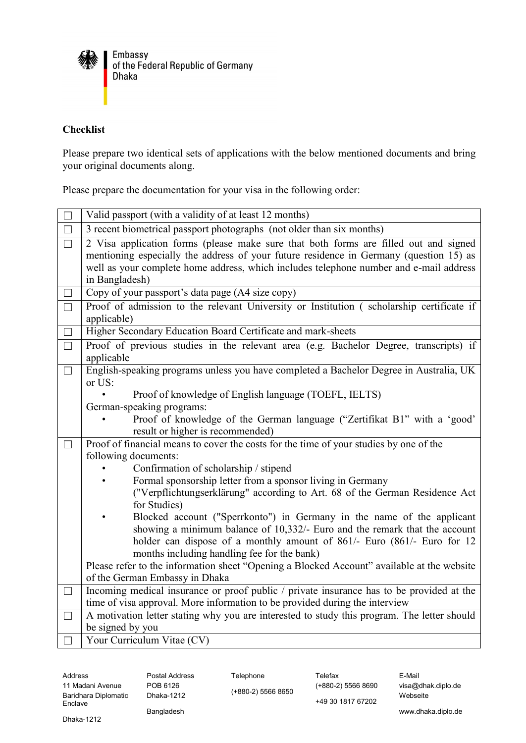Embassy
of the Federal Republic of Germany
Dhaka

**Checklist**

Please prepare two identical sets of applications with the below mentioned documents and bring your original documents along.

Please prepare the documentation for your visa in the following order:

| | |
|---|---|
| ☐ | Valid passport (with a validity of at least 12 months) |
| ☐ | 3 recent biometrical passport photographs (not older than six months) |
| ☐ | 2 Visa application forms (please make sure that both forms are filled out and signed mentioning especially the address of your future residence in Germany (question 15) as well as your complete home address, which includes telephone number and e-mail address in Bangladesh) |
| ☐ | Copy of your passport's data page (A4 size copy) |
| ☐ | Proof of admission to the relevant University or Institution ( scholarship certificate if applicable) |
| ☐ | Higher Secondary Education Board Certificate and mark-sheets |
| ☐ | Proof of previous studies in the relevant area (e.g. Bachelor Degree, transcripts) if applicable |
| ☐ | English-speaking programs unless you have completed a Bachelor Degree in Australia, UK or US:<br>• Proof of knowledge of English language (TOEFL, IELTS)<br>German-speaking programs:<br>• Proof of knowledge of the German language ("Zertifikat B1" with a 'good' result or higher is recommended) |
| ☐ | Proof of financial means to cover the costs for the time of your studies by one of the following documents:<br>• Confirmation of scholarship / stipend<br>• Formal sponsorship letter from a sponsor living in Germany ("Verpflichtungserklärung" according to Art. 68 of the German Residence Act for Studies)<br>• Blocked account ("Sperrkonto") in Germany in the name of the applicant showing a minimum balance of 10,332/- Euro and the remark that the account holder can dispose of a monthly amount of 861/- Euro (861/- Euro for 12 months including handling fee for the bank)<br>Please refer to the information sheet "Opening a Blocked Account" available at the website of the German Embassy in Dhaka |
| ☐ | Incoming medical insurance or proof public / private insurance has to be provided at the time of visa approval. More information to be provided during the interview |
| ☐ | A motivation letter stating why you are interested to study this program. The letter should be signed by you |
| ☐ | Your Curriculum Vitae (CV) |

| Address | Postal Address | Telephone | Telefax | E-Mail |
|---|---|---|---|---|
| 11 Madani Avenue<br>Baridhara Diplomatic Enclave<br>Dhaka-1212 | POB 6126<br>Dhaka-1212<br>Bangladesh | (+880-2) 5566 8650 | (+880-2) 5566 8690<br>+49 30 1817 67202 | visa@dhak.diplo.de<br>Webseite<br>www.dhaka.diplo.de |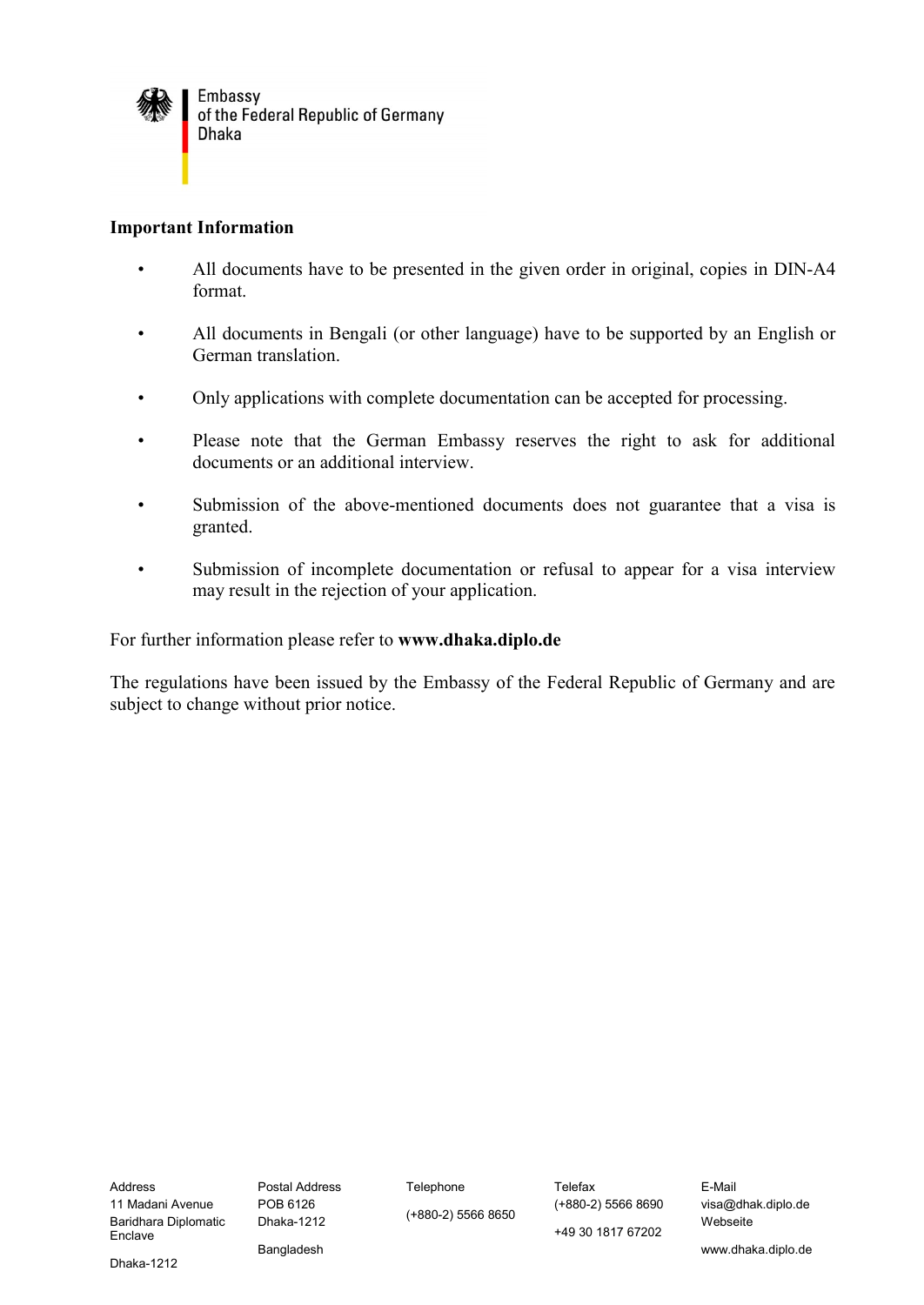**Important Information**

- All documents have to be presented in the given order in original, copies in DIN-A4 format.
- All documents in Bengali (or other language) have to be supported by an English or German translation.
- Only applications with complete documentation can be accepted for processing.
- Please note that the German Embassy reserves the right to ask for additional documents or an additional interview.
- Submission of the above-mentioned documents does not guarantee that a visa is granted.
- Submission of incomplete documentation or refusal to appear for a visa interview may result in the rejection of your application.

For further information please refer to **www.dhaka.diplo.de**

The regulations have been issued by the Embassy of the Federal Republic of Germany and are subject to change without prior notice.